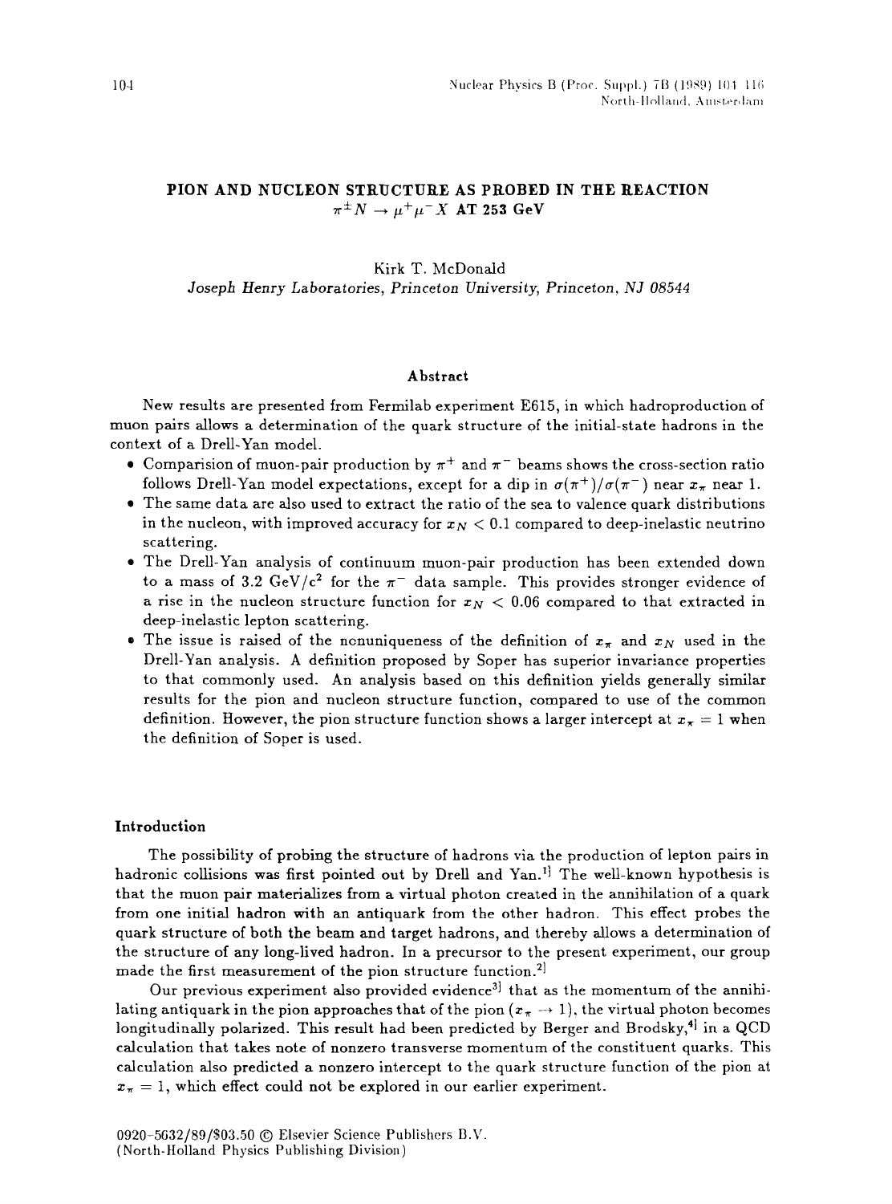# PION AND NUCLEON STRUCTURE AS PROBED IN THE REACTION $\pi^{\pm}N \to \mu^+\mu^- X$ AT 253 GeV

Kirk T. McDonald

*Joseph Henry Laboratories, Princeton University, Princeton, NJ 08544*

## Abstract

New results are presented from Fermilab experiment E615, in which hadroproduction of muon pairs allows a determination of the quark structure of the initial-state hadrons in the context of a Drell-Yan model.

- Comparision of muon-pair production by $\pi^+$ and $\pi^-$ beams shows the cross-section ratio follows Drell-Yan model expectations, except for a dip in $\sigma(\pi^+)/\sigma(\pi^-)$ near $x_\pi$ near 1.
- The same data are also used to extract the ratio of the sea to valence quark distributions in the nucleon, with improved accuracy for $x_N < 0.1$ compared to deep-inelastic neutrino scattering.
- The Drell-Yan analysis of continuum muon-pair production has been extended down to a mass of 3.2 GeV/c$^2$ for the $\pi^-$ data sample. This provides stronger evidence of a rise in the nucleon structure function for $x_N < 0.06$ compared to that extracted in deep-inelastic lepton scattering.
- The issue is raised of the nonuniqueness of the definition of $x_\pi$ and $x_N$ used in the Drell-Yan analysis. A definition proposed by Soper has superior invariance properties to that commonly used. An analysis based on this definition yields generally similar results for the pion and nucleon structure function, compared to use of the common definition. However, the pion structure function shows a larger intercept at $x_\pi = 1$ when the definition of Soper is used.

## Introduction

The possibility of probing the structure of hadrons via the production of lepton pairs in hadronic collisions was first pointed out by Drell and Yan.[1] The well-known hypothesis is that the muon pair materializes from a virtual photon created in the annihilation of a quark from one initial hadron with an antiquark from the other hadron. This effect probes the quark structure of both the beam and target hadrons, and thereby allows a determination of the structure of any long-lived hadron. In a precursor to the present experiment, our group made the first measurement of the pion structure function.[2]

Our previous experiment also provided evidence[3] that as the momentum of the annihilating antiquark in the pion approaches that of the pion ($x_\pi \to 1$), the virtual photon becomes longitudinally polarized. This result had been predicted by Berger and Brodsky,[4] in a QCD calculation that takes note of nonzero transverse momentum of the constituent quarks. This calculation also predicted a nonzero intercept to the quark structure function of the pion at $x_\pi = 1$, which effect could not be explored in our earlier experiment.

0920-5632/89/$03.50 © Elsevier Science Publishers B.V.
(North-Holland Physics Publishing Division)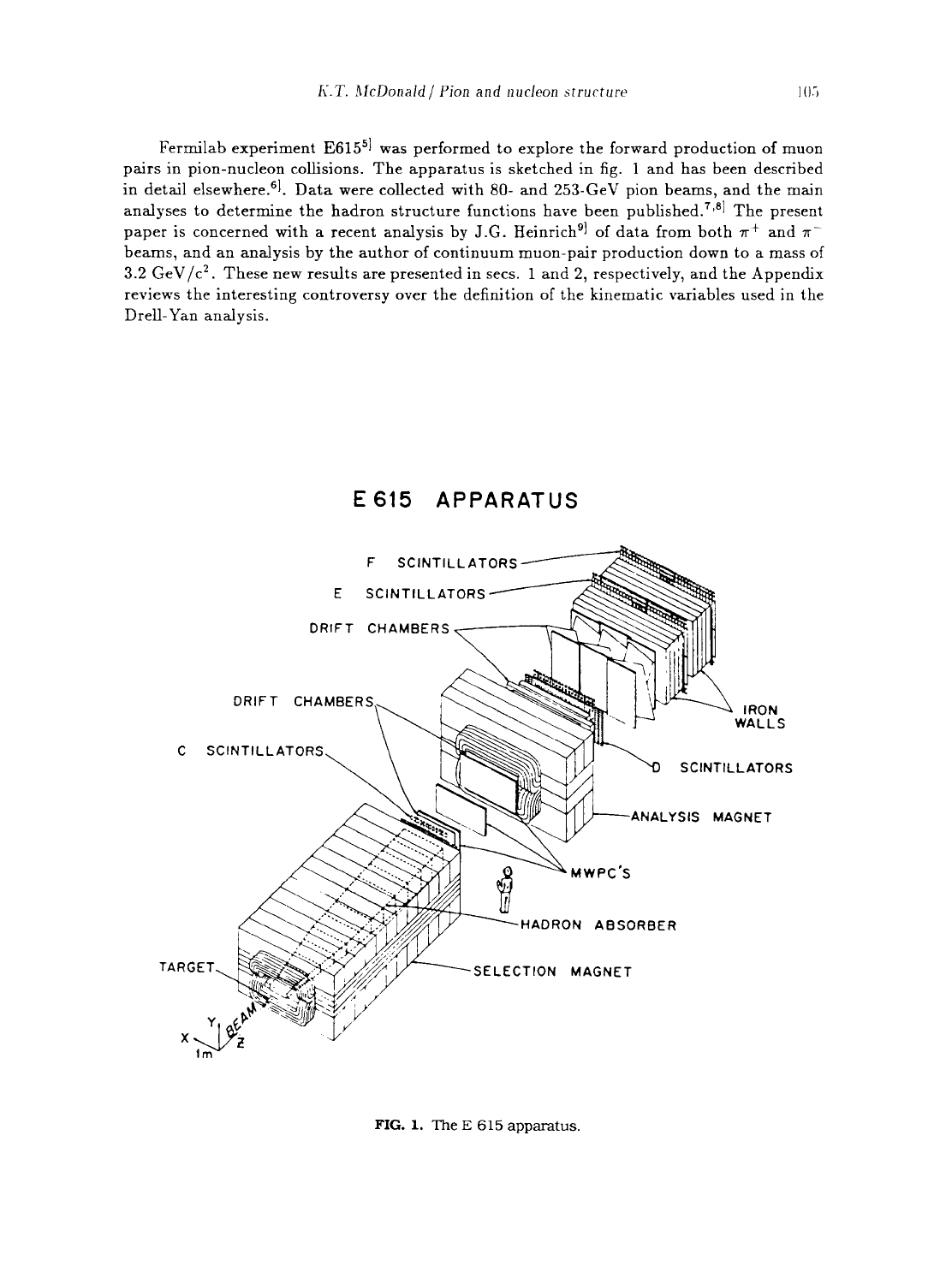Fermilab experiment E615[5] was performed to explore the forward production of muon pairs in pion-nucleon collisions. The apparatus is sketched in fig. 1 and has been described in detail elsewhere.[6]. Data were collected with 80- and 253-GeV pion beams, and the main analyses to determine the hadron structure functions have been published.[7,8] The present paper is concerned with a recent analysis by J.G. Heinrich[9] of data from both $\pi^+$ and $\pi^-$ beams, and an analysis by the author of continuum muon-pair production down to a mass of 3.2 GeV/$c^2$. These new results are presented in secs. 1 and 2, respectively, and the Appendix reviews the interesting controversy over the definition of the kinematic variables used in the Drell-Yan analysis.

**FIG. 1.** The E 615 apparatus.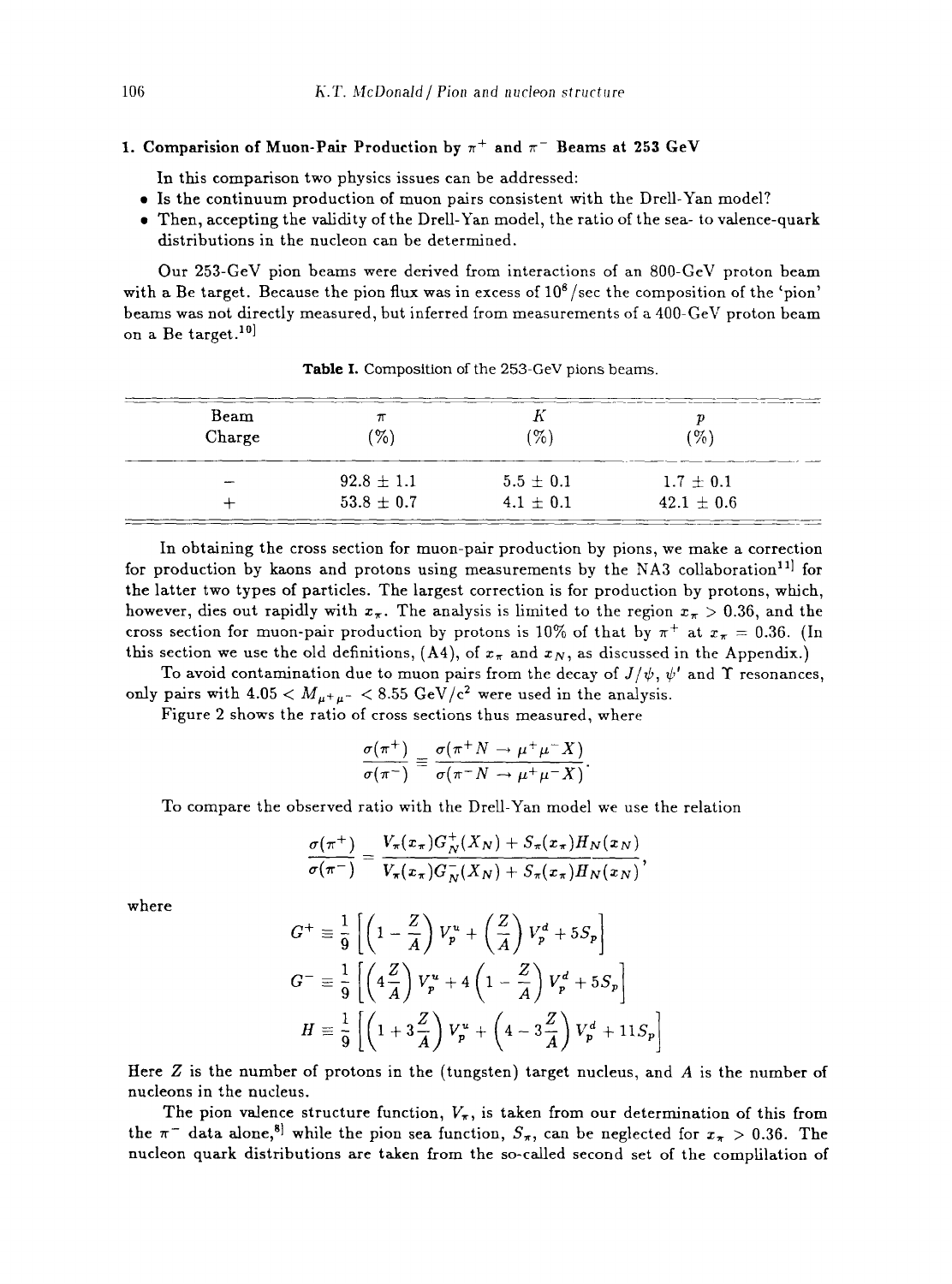## 1. Comparision of Muon-Pair Production by $\pi^+$ and $\pi^-$ Beams at 253 GeV

In this comparison two physics issues can be addressed:

- Is the continuum production of muon pairs consistent with the Drell-Yan model?
- Then, accepting the validity of the Drell-Yan model, the ratio of the sea- to valence-quark distributions in the nucleon can be determined.

Our 253-GeV pion beams were derived from interactions of an 800-GeV proton beam with a Be target. Because the pion flux was in excess of $10^8$/sec the composition of the 'pion' beams was not directly measured, but inferred from measurements of a 400-GeV proton beam on a Be target.[10]

**Table I.** Composition of the 253-GeV pions beams.

| Beam Charge | $\pi$ (%) | $K$ (%) | $p$ (%) |
|---|---|---|---|
| $-$ | $92.8 \pm 1.1$ | $5.5 \pm 0.1$ | $1.7 \pm 0.1$ |
| $+$ | $53.8 \pm 0.7$ | $4.1 \pm 0.1$ | $42.1 \pm 0.6$ |

In obtaining the cross section for muon-pair production by pions, we make a correction for production by kaons and protons using measurements by the NA3 collaboration[11] for the latter two types of particles. The largest correction is for production by protons, which, however, dies out rapidly with $x_\pi$. The analysis is limited to the region $x_\pi > 0.36$, and the cross section for muon-pair production by protons is 10% of that by $\pi^+$ at $x_\pi = 0.36$. (In this section we use the old definitions, (A4), of $x_\pi$ and $x_N$, as discussed in the Appendix.)

To avoid contamination due to muon pairs from the decay of $J/\psi$, $\psi'$ and $\Upsilon$ resonances, only pairs with $4.05 < M_{\mu^+\mu^-} < 8.55$ GeV/c$^2$ were used in the analysis.

Figure 2 shows the ratio of cross sections thus measured, where

$$\frac{\sigma(\pi^+)}{\sigma(\pi^-)} \equiv \frac{\sigma(\pi^+ N \to \mu^+\mu^- X)}{\sigma(\pi^- N \to \mu^+\mu^- X)}.$$

To compare the observed ratio with the Drell-Yan model we use the relation

$$\frac{\sigma(\pi^+)}{\sigma(\pi^-)} = \frac{V_\pi(x_\pi)G_N^+(X_N) + S_\pi(x_\pi)H_N(x_N)}{V_\pi(x_\pi)G_N^-(X_N) + S_\pi(x_\pi)H_N(x_N)},$$

where

$$G^+ \equiv \frac{1}{9}\left[\left(1 - \frac{Z}{A}\right)V_p^u + \left(\frac{Z}{A}\right)V_p^d + 5S_p\right]$$

$$G^- \equiv \frac{1}{9}\left[\left(4\frac{Z}{A}\right)V_p^u + 4\left(1 - \frac{Z}{A}\right)V_p^d + 5S_p\right]$$

$$H \equiv \frac{1}{9}\left[\left(1 + 3\frac{Z}{A}\right)V_p^u + \left(4 - 3\frac{Z}{A}\right)V_p^d + 11S_p\right]$$

Here $Z$ is the number of protons in the (tungsten) target nucleus, and $A$ is the number of nucleons in the nucleus.

The pion valence structure function, $V_\pi$, is taken from our determination of this from the $\pi^-$ data alone,[8] while the pion sea function, $S_\pi$, can be neglected for $x_\pi > 0.36$. The nucleon quark distributions are taken from the so-called second set of the complilation of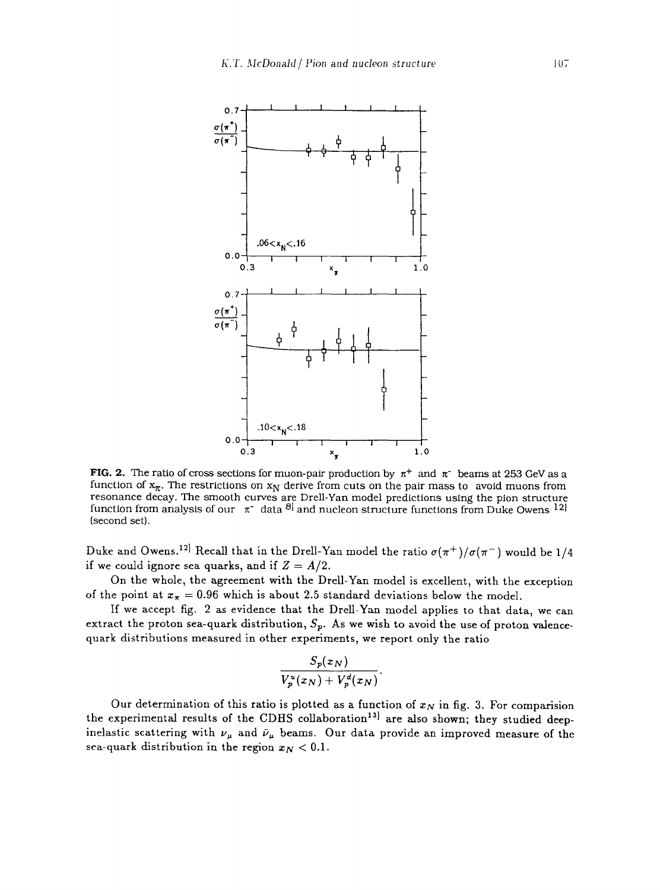FIG. 2. The ratio of cross sections for muon-pair production by $\pi^+$ and $\pi^-$ beams at 253 GeV as a function of $x_\pi$. The restrictions on $x_N$ derive from cuts on the pair mass to avoid muons from resonance decay. The smooth curves are Drell-Yan model predictions using the pion structure function from analysis of our $\pi^-$ data [8] and nucleon structure functions from Duke Owens [12] (second set).

Duke and Owens.[12] Recall that in the Drell-Yan model the ratio $\sigma(\pi^+)/\sigma(\pi^-)$ would be 1/4 if we could ignore sea quarks, and if $Z = A/2$.

On the whole, the agreement with the Drell-Yan model is excellent, with the exception of the point at $x_\pi = 0.96$ which is about 2.5 standard deviations below the model.

If we accept fig. 2 as evidence that the Drell-Yan model applies to that data, we can extract the proton sea-quark distribution, $S_p$. As we wish to avoid the use of proton valence-quark distributions measured in other experiments, we report only the ratio

$$\frac{S_p(x_N)}{V_p^u(x_N) + V_p^d(x_N)}.$$

Our determination of this ratio is plotted as a function of $x_N$ in fig. 3. For comparision the experimental results of the CDHS collaboration[13] are also shown; they studied deep-inelastic scattering with $\nu_\mu$ and $\bar{\nu}_\mu$ beams. Our data provide an improved measure of the sea-quark distribution in the region $x_N < 0.1$.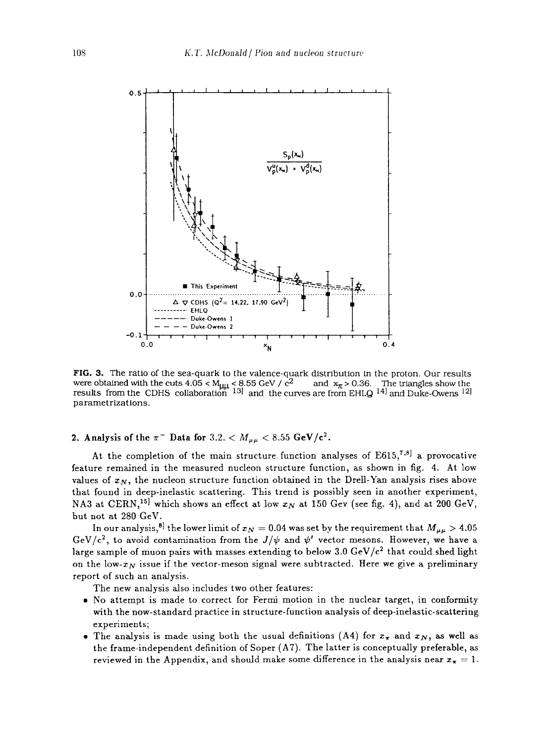FIG. 3. The ratio of the sea-quark to the valence-quark distribution in the proton. Our results were obtained with the cuts $4.05 < M_{\mu\mu} < 8.55$ GeV / $c^2$ and $x_\pi > 0.36$. The triangles show the results from the CDHS collaboration [13] and the curves are from EHLQ [14] and Duke-Owens [12] parametrizations.

## 2. Analysis of the $\pi^-$ Data for $3.2 < M_{\mu\mu} < 8.55$ GeV/c$^2$.

At the completion of the main structure function analyses of E615,[7,8] a provocative feature remained in the measured nucleon structure function, as shown in fig. 4. At low values of $x_N$, the nucleon structure function obtained in the Drell-Yan analysis rises above that found in deep-inelastic scattering. This trend is possibly seen in another experiment, NA3 at CERN,[15] which shows an effect at low $x_N$ at 150 Gev (see fig. 4), and at 200 GeV, but not at 280 GeV.

In our analysis,[8] the lower limit of $x_N = 0.04$ was set by the requirement that $M_{\mu\mu} > 4.05$ GeV/$c^2$, to avoid contamination from the $J/\psi$ and $\psi'$ vector mesons. However, we have a large sample of muon pairs with masses extending to below 3.0 GeV/$c^2$ that could shed light on the low-$x_N$ issue if the vector-meson signal were subtracted. Here we give a preliminary report of such an analysis.

The new analysis also includes two other features:

- No attempt is made to correct for Fermi motion in the nuclear target, in conformity with the now-standard practice in structure-function analysis of deep-inelastic-scattering experiments;
- The analysis is made using both the usual definitions (A4) for $x_\pi$ and $x_N$, as well as the frame-independent definition of Soper (A7). The latter is conceptually preferable, as reviewed in the Appendix, and should make some difference in the analysis near $x_\pi = 1$.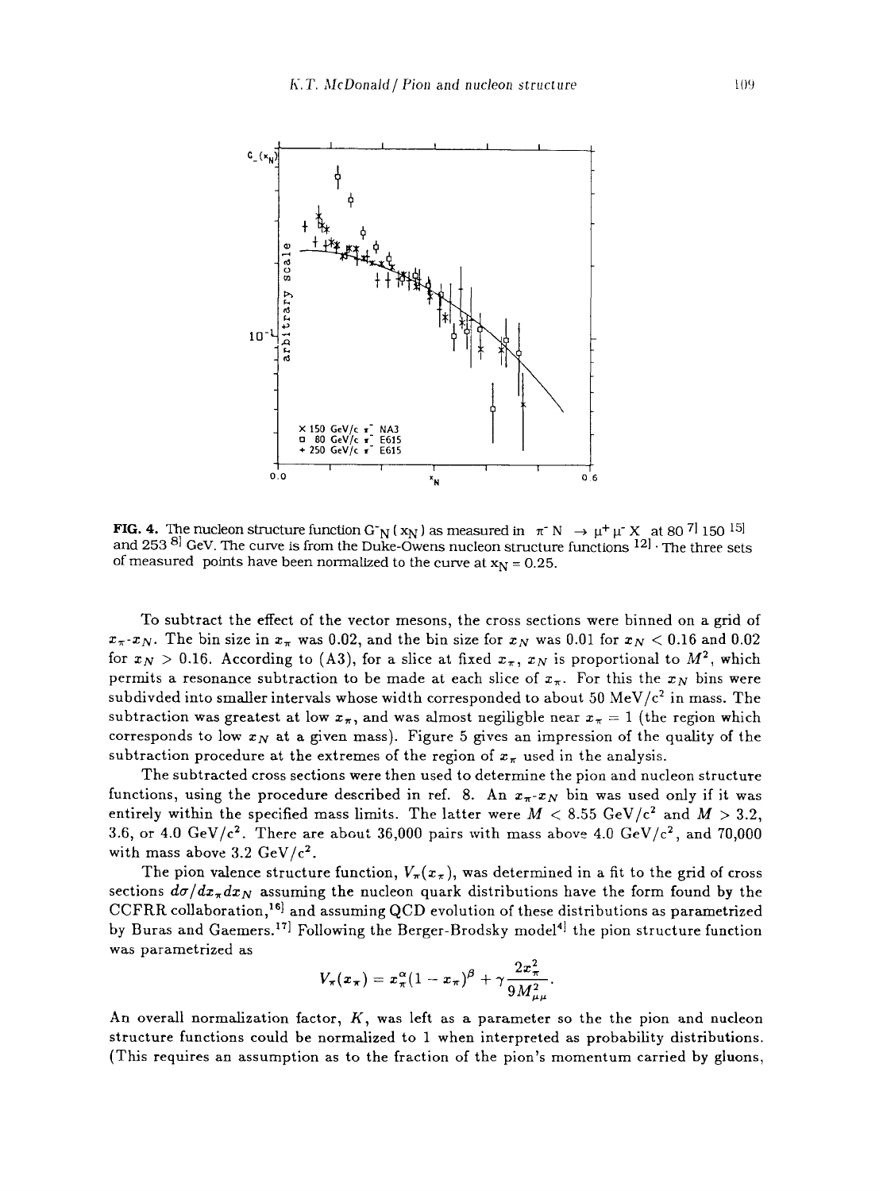FIG. 4. The nucleon structure function $G^-_N(x_N)$ as measured in $\pi^- N \to \mu^+\mu^- X$ at 80 [7] 150 [15] and 253 [8] GeV. The curve is from the Duke-Owens nucleon structure functions [12]. The three sets of measured points have been normalized to the curve at $x_N = 0.25$.

To subtract the effect of the vector mesons, the cross sections were binned on a grid of $x_\pi$-$x_N$. The bin size in $x_\pi$ was 0.02, and the bin size for $x_N$ was 0.01 for $x_N < 0.16$ and 0.02 for $x_N > 0.16$. According to (A3), for a slice at fixed $x_\pi$, $x_N$ is proportional to $M^2$, which permits a resonance subtraction to be made at each slice of $x_\pi$. For this the $x_N$ bins were subdivded into smaller intervals whose width corresponded to about 50 MeV/c$^2$ in mass. The subtraction was greatest at low $x_\pi$, and was almost negiligble near $x_\pi = 1$ (the region which corresponds to low $x_N$ at a given mass). Figure 5 gives an impression of the quality of the subtraction procedure at the extremes of the region of $x_\pi$ used in the analysis.

The subtracted cross sections were then used to determine the pion and nucleon structure functions, using the procedure described in ref. 8. An $x_\pi$-$x_N$ bin was used only if it was entirely within the specified mass limits. The latter were $M < 8.55$ GeV/c$^2$ and $M > 3.2$, 3.6, or 4.0 GeV/c$^2$. There are about 36,000 pairs with mass above 4.0 GeV/c$^2$, and 70,000 with mass above 3.2 GeV/c$^2$.

The pion valence structure function, $V_\pi(x_\pi)$, was determined in a fit to the grid of cross sections $d\sigma/dx_\pi dx_N$ assuming the nucleon quark distributions have the form found by the CCFRR collaboration,[16] and assuming QCD evolution of these distributions as parametrized by Buras and Gaemers.[17] Following the Berger-Brodsky model[4] the pion structure function was parametrized as

$$V_\pi(x_\pi) = x_\pi^\alpha(1 - x_\pi)^\beta + \gamma \frac{2x_\pi^2}{9M_{\mu\mu}^2}.$$

An overall normalization factor, $K$, was left as a parameter so the the pion and nucleon structure functions could be normalized to 1 when interpreted as probability distributions. (This requires an assumption as to the fraction of the pion's momentum carried by gluons,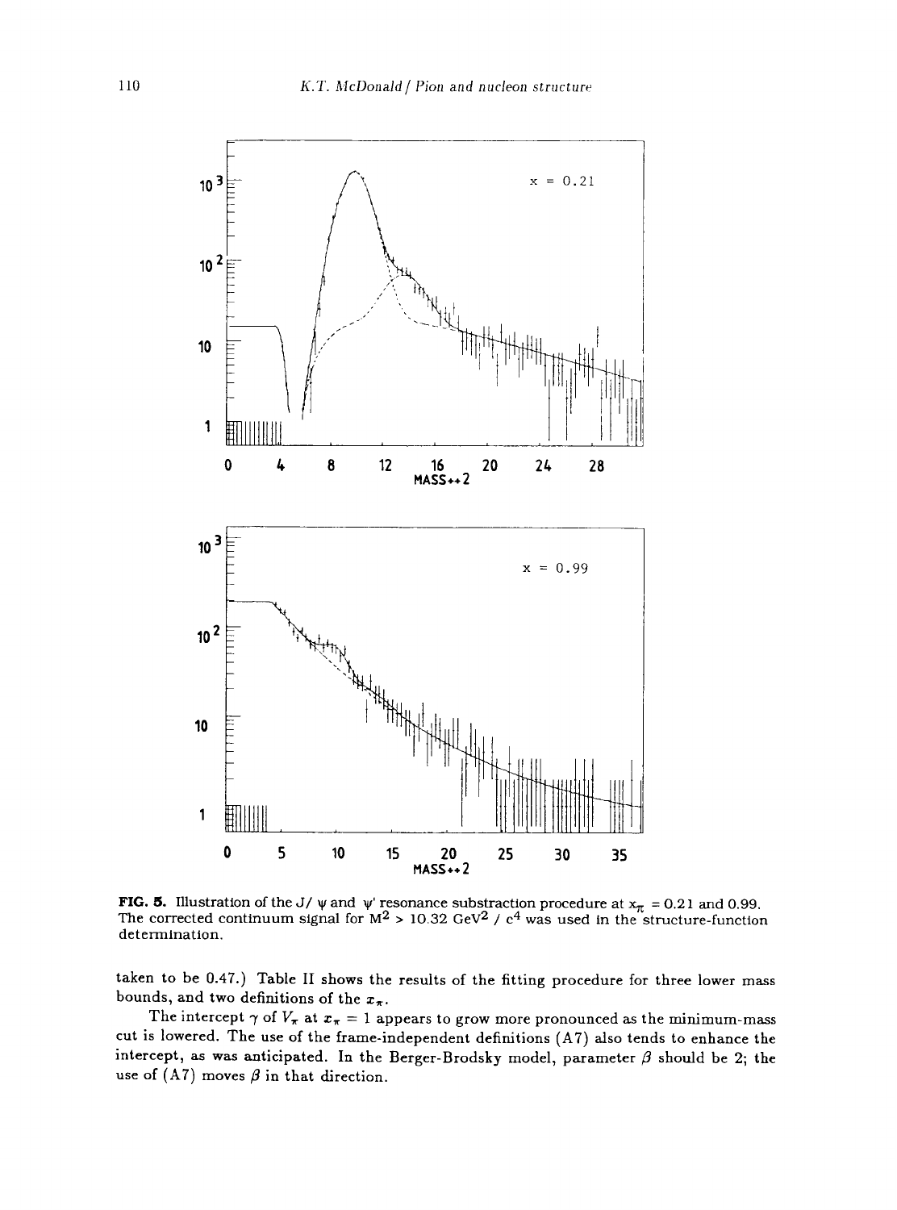FIG. 5. Illustration of the J/ ψ and ψ' resonance substraction procedure at $x_\pi$ = 0.21 and 0.99. The corrected continuum signal for $M^2$ > 10.32 GeV$^2$ / c$^4$ was used in the structure-function determination.

taken to be 0.47.) Table II shows the results of the fitting procedure for three lower mass bounds, and two definitions of the $x_\pi$.

The intercept $\gamma$ of $V_\pi$ at $x_\pi = 1$ appears to grow more pronounced as the minimum-mass cut is lowered. The use of the frame-independent definitions (A7) also tends to enhance the intercept, as was anticipated. In the Berger-Brodsky model, parameter $\beta$ should be 2; the use of (A7) moves $\beta$ in that direction.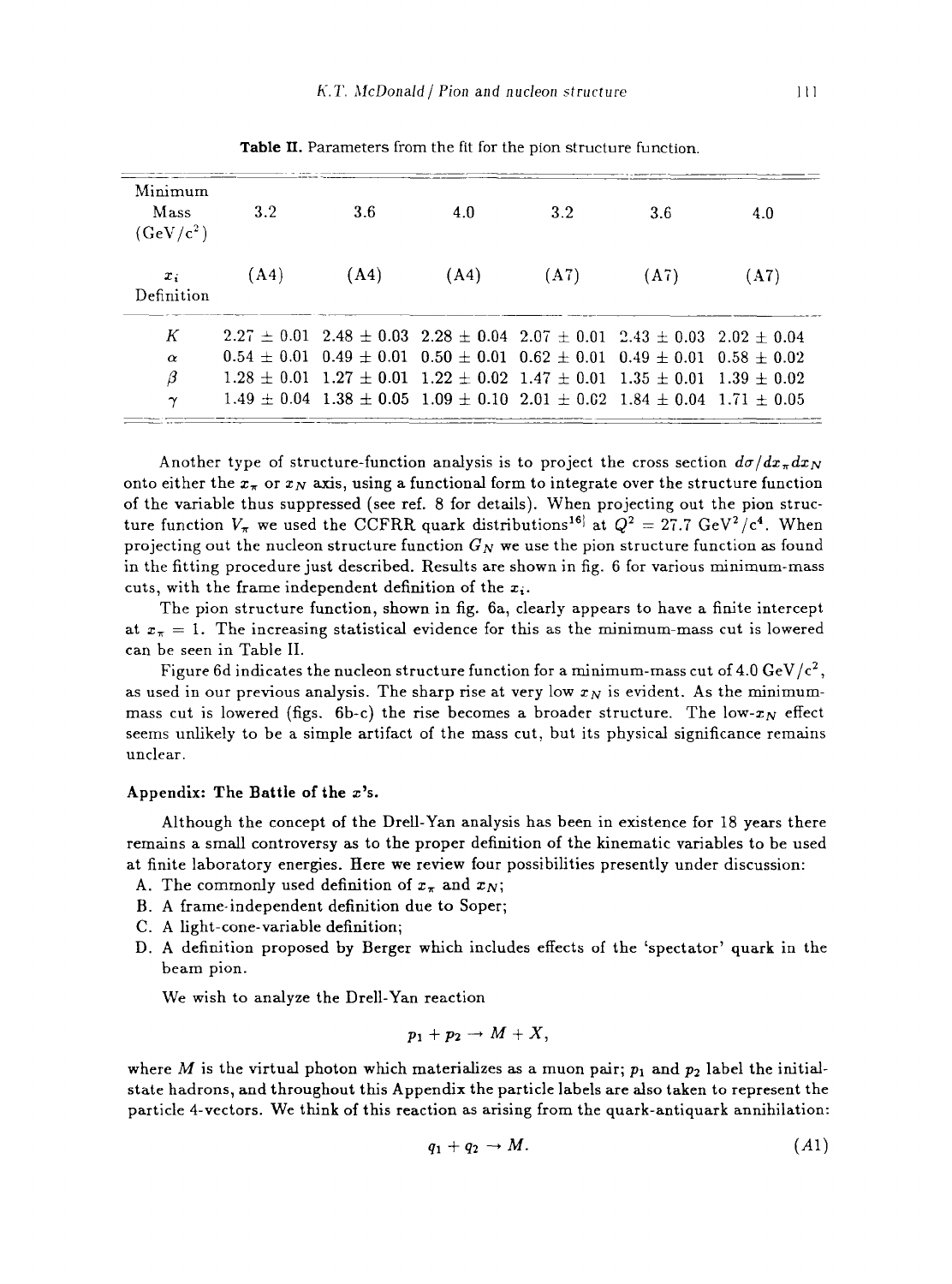**Table II.** Parameters from the fit for the pion structure function.

| Minimum Mass (GeV/c$^2$) | 3.2 | 3.6 | 4.0 | 3.2 | 3.6 | 4.0 |
|---|---|---|---|---|---|---|
| $x_i$ Definition | (A4) | (A4) | (A4) | (A7) | (A7) | (A7) |
| $K$ | $2.27 \pm 0.01$ | $2.48 \pm 0.03$ | $2.28 \pm 0.04$ | $2.07 \pm 0.01$ | $2.43 \pm 0.03$ | $2.02 \pm 0.04$ |
| $\alpha$ | $0.54 \pm 0.01$ | $0.49 \pm 0.01$ | $0.50 \pm 0.01$ | $0.62 \pm 0.01$ | $0.49 \pm 0.01$ | $0.58 \pm 0.02$ |
| $\beta$ | $1.28 \pm 0.01$ | $1.27 \pm 0.01$ | $1.22 \pm 0.02$ | $1.47 \pm 0.01$ | $1.35 \pm 0.01$ | $1.39 \pm 0.02$ |
| $\gamma$ | $1.49 \pm 0.04$ | $1.38 \pm 0.05$ | $1.09 \pm 0.10$ | $2.01 \pm 0.02$ | $1.84 \pm 0.04$ | $1.71 \pm 0.05$ |

Another type of structure-function analysis is to project the cross section $d\sigma/dx_\pi dx_N$ onto either the $x_\pi$ or $x_N$ axis, using a functional form to integrate over the structure function of the variable thus suppressed (see ref. 8 for details). When projecting out the pion structure function $V_\pi$ we used the CCFRR quark distributions[16] at $Q^2 = 27.7$ GeV$^2$/c$^4$. When projecting out the nucleon structure function $G_N$ we use the pion structure function as found in the fitting procedure just described. Results are shown in fig. 6 for various minimum-mass cuts, with the frame independent definition of the $x_i$.

The pion structure function, shown in fig. 6a, clearly appears to have a finite intercept at $x_\pi = 1$. The increasing statistical evidence for this as the minimum-mass cut is lowered can be seen in Table II.

Figure 6d indicates the nucleon structure function for a minimum-mass cut of 4.0 GeV/c$^2$, as used in our previous analysis. The sharp rise at very low $x_N$ is evident. As the minimum-mass cut is lowered (figs. 6b-c) the rise becomes a broader structure. The low-$x_N$ effect seems unlikely to be a simple artifact of the mass cut, but its physical significance remains unclear.

## Appendix: The Battle of the $x$'s.

Although the concept of the Drell-Yan analysis has been in existence for 18 years there remains a small controversy as to the proper definition of the kinematic variables to be used at finite laboratory energies. Here we review four possibilities presently under discussion:

A. The commonly used definition of $x_\pi$ and $x_N$;
B. A frame-independent definition due to Soper;
C. A light-cone-variable definition;
D. A definition proposed by Berger which includes effects of the 'spectator' quark in the beam pion.

We wish to analyze the Drell-Yan reaction

$$p_1 + p_2 \rightarrow M + X,$$

where $M$ is the virtual photon which materializes as a muon pair; $p_1$ and $p_2$ label the initial-state hadrons, and throughout this Appendix the particle labels are also taken to represent the particle 4-vectors. We think of this reaction as arising from the quark-antiquark annihilation:

$$q_1 + q_2 \rightarrow M. \tag{A1}$$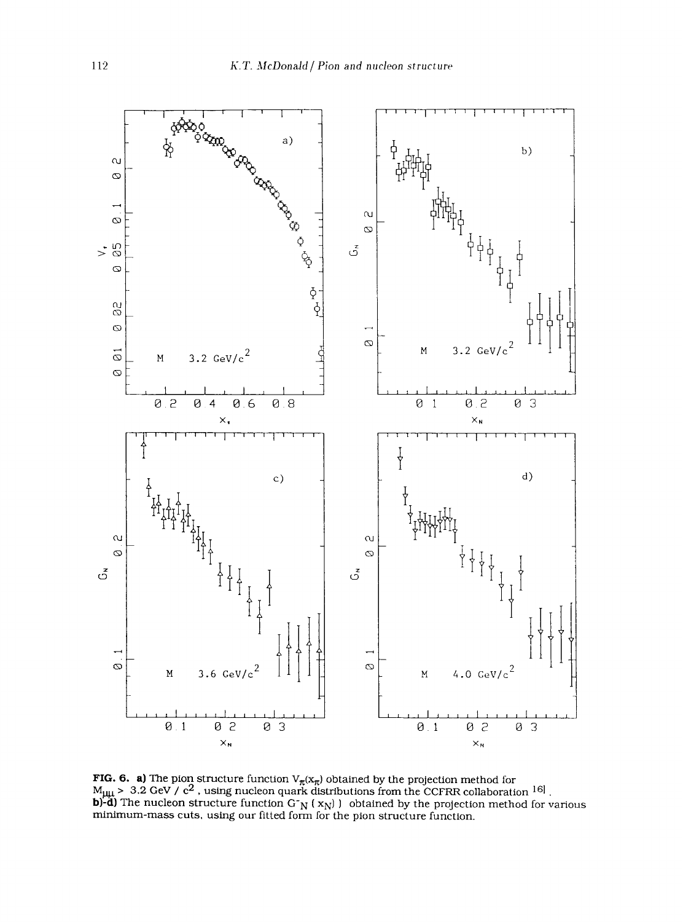**FIG. 6. a)** The pion structure function $V_\pi(x_\pi)$ obtained by the projection method for $M_{\mu\mu} > 3.2$ GeV / $c^2$ , using nucleon quark distributions from the CCFRR collaboration [16] .
**b)-d)** The nucleon structure function $G^-_N(x_N)$ obtained by the projection method for various minimum-mass cuts, using our fitted form for the pion structure function.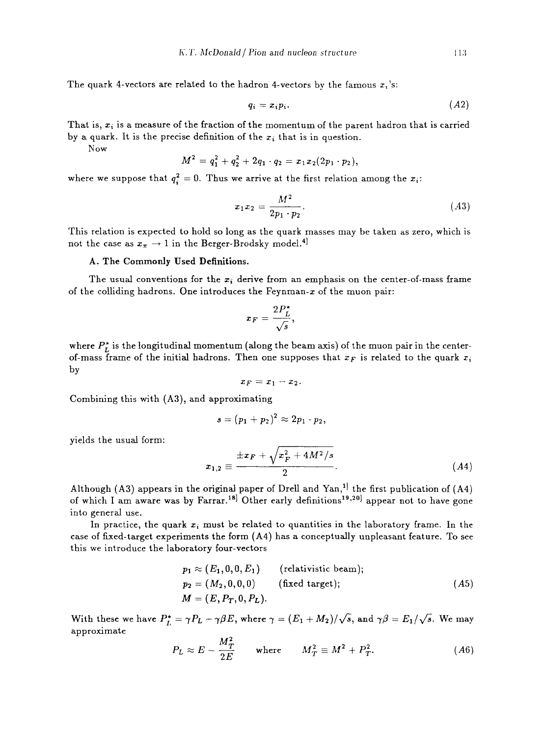The quark 4-vectors are related to the hadron 4-vectors by the famous $x_i$'s:

$$q_i = x_i p_i. \tag{A2}$$

That is, $x_i$ is a measure of the fraction of the momentum of the parent hadron that is carried by a quark. It is the precise definition of the $x_i$ that is in question.

Now

$$M^2 = q_1^2 + q_2^2 + 2q_1 \cdot q_2 = x_1 x_2 (2p_1 \cdot p_2),$$

where we suppose that $q_i^2 = 0$. Thus we arrive at the first relation among the $x_i$:

$$x_1 x_2 = \frac{M^2}{2p_1 \cdot p_2}. \tag{A3}$$

This relation is expected to hold so long as the quark masses may be taken as zero, which is not the case as $x_\pi \to 1$ in the Berger-Brodsky model.[4]

**A. The Commonly Used Definitions.**

The usual conventions for the $x_i$ derive from an emphasis on the center-of-mass frame of the colliding hadrons. One introduces the Feynman-$x$ of the muon pair:

$$x_F = \frac{2P_L^\star}{\sqrt{s}},$$

where $P_L^\star$ is the longitudinal momentum (along the beam axis) of the muon pair in the center-of-mass frame of the initial hadrons. Then one supposes that $x_F$ is related to the quark $x_i$ by

$$x_F = x_1 - x_2.$$

Combining this with (A3), and approximating

$$s = (p_1 + p_2)^2 \approx 2p_1 \cdot p_2,$$

yields the usual form:

$$x_{1,2} \equiv \frac{\pm x_F + \sqrt{x_F^2 + 4M^2/s}}{2}. \tag{A4}$$

Although (A3) appears in the original paper of Drell and Yan,[1] the first publication of (A4) of which I am aware was by Farrar.[18] Other early definitions[19,20] appear not to have gone into general use.

In practice, the quark $x_i$ must be related to quantities in the laboratory frame. In the case of fixed-target experiments the form (A4) has a conceptually unpleasant feature. To see this we introduce the laboratory four-vectors

$$\begin{aligned} p_1 &\approx (E_1, 0, 0, E_1) \qquad \text{(relativistic beam);} \\ p_2 &= (M_2, 0, 0, 0) \qquad \text{(fixed target);} \\ M &= (E, P_T, 0, P_L). \end{aligned} \tag{A5}$$

With these we have $P_L^\star = \gamma P_L - \gamma\beta E$, where $\gamma = (E_1 + M_2)/\sqrt{s}$, and $\gamma\beta = E_1/\sqrt{s}$. We may approximate

$$P_L \approx E - \frac{M_T^2}{2E} \qquad \text{where} \qquad M_T^2 \equiv M^2 + P_T^2. \tag{A6}$$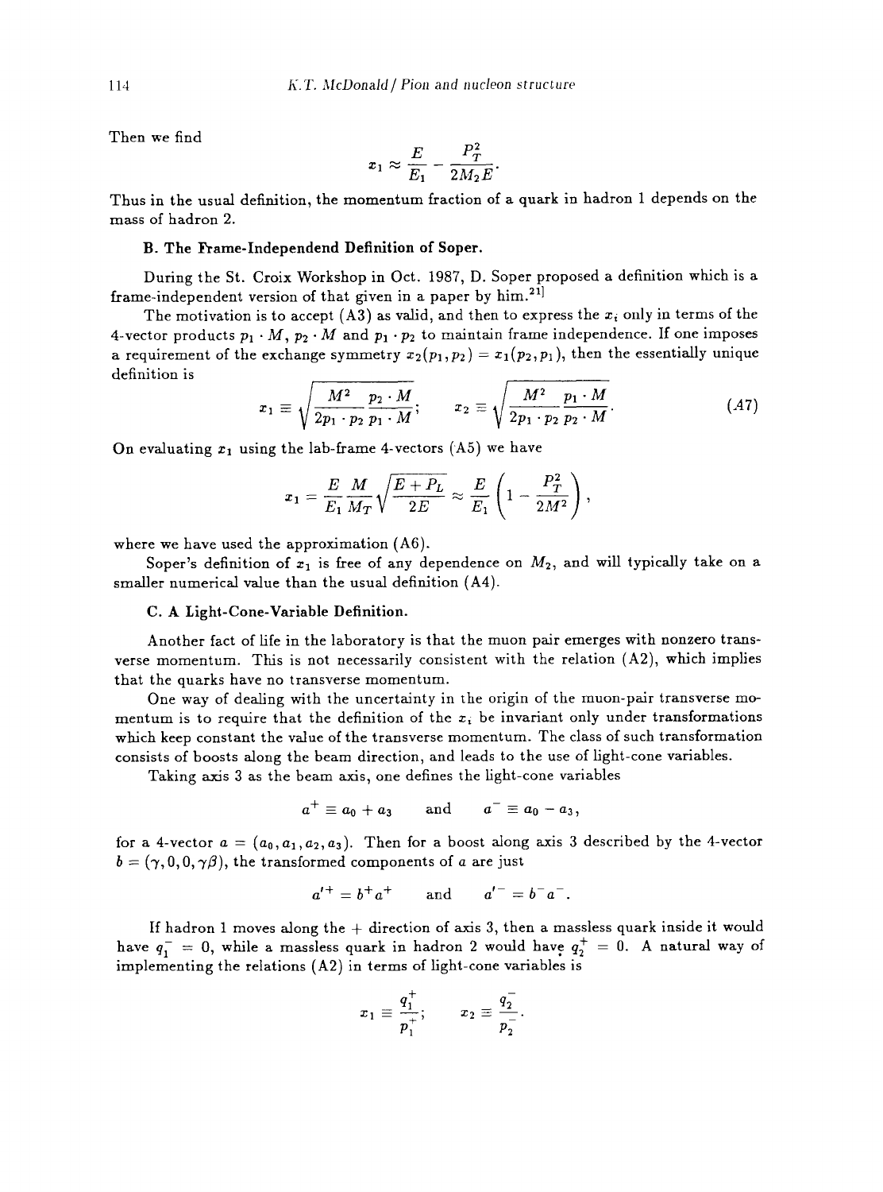Then we find

$$x_1 \approx \frac{E}{E_1} - \frac{P_T^2}{2M_2 E}.$$

Thus in the usual definition, the momentum fraction of a quark in hadron 1 depends on the mass of hadron 2.

**B. The Frame-Independend Definition of Soper.**

During the St. Croix Workshop in Oct. 1987, D. Soper proposed a definition which is a frame-independent version of that given in a paper by him.[21]

The motivation is to accept (A3) as valid, and then to express the $x_i$ only in terms of the 4-vector products $p_1 \cdot M$, $p_2 \cdot M$ and $p_1 \cdot p_2$ to maintain frame independence. If one imposes a requirement of the exchange symmetry $x_2(p_1, p_2) = x_1(p_2, p_1)$, then the essentially unique definition is

$$x_1 \equiv \sqrt{\frac{M^2}{2p_1 \cdot p_2} \frac{p_2 \cdot M}{p_1 \cdot M}}; \qquad x_2 \equiv \sqrt{\frac{M^2}{2p_1 \cdot p_2} \frac{p_1 \cdot M}{p_2 \cdot M}}. \tag{A7}$$

On evaluating $x_1$ using the lab-frame 4-vectors (A5) we have

$$x_1 = \frac{E}{E_1} \frac{M}{M_T} \sqrt{\frac{E + P_L}{2E}} \approx \frac{E}{E_1} \left(1 - \frac{P_T^2}{2M^2}\right),$$

where we have used the approximation (A6).

Soper's definition of $x_1$ is free of any dependence on $M_2$, and will typically take on a smaller numerical value than the usual definition (A4).

**C. A Light-Cone-Variable Definition.**

Another fact of life in the laboratory is that the muon pair emerges with nonzero transverse momentum. This is not necessarily consistent with the relation (A2), which implies that the quarks have no transverse momentum.

One way of dealing with the uncertainty in the origin of the muon-pair transverse momentum is to require that the definition of the $x_i$ be invariant only under transformations which keep constant the value of the transverse momentum. The class of such transformation consists of boosts along the beam direction, and leads to the use of light-cone variables.

Taking axis 3 as the beam axis, one defines the light-cone variables

$$a^+ \equiv a_0 + a_3 \qquad \text{and} \qquad a^- \equiv a_0 - a_3,$$

for a 4-vector $a = (a_0, a_1, a_2, a_3)$. Then for a boost along axis 3 described by the 4-vector $b = (\gamma, 0, 0, \gamma\beta)$, the transformed components of $a$ are just

$$a'^+ = b^+ a^+ \qquad \text{and} \qquad a'^- = b^- a^-.$$

If hadron 1 moves along the + direction of axis 3, then a massless quark inside it would have $q_1^- = 0$, while a massless quark in hadron 2 would have $q_2^+ = 0$. A natural way of implementing the relations (A2) in terms of light-cone variables is

$$x_1 \equiv \frac{q_1^+}{p_1^+}; \qquad x_2 \equiv \frac{q_2^-}{p_2^-}.$$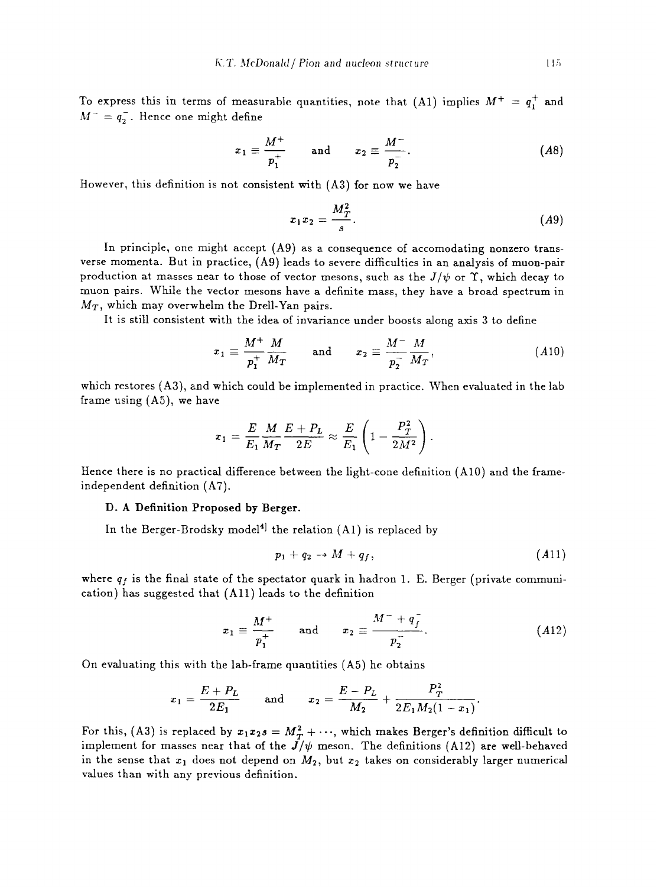To express this in terms of measurable quantities, note that (A1) implies $M^+ = q_1^+$ and $M^- = q_2^-$. Hence one might define

$$x_1 \equiv \frac{M^+}{p_1^+} \quad \text{and} \quad x_2 \equiv \frac{M^-}{p_2^-}. \tag{A8}$$

However, this definition is not consistent with (A3) for now we have

$$x_1 x_2 = \frac{M_T^2}{s}. \tag{A9}$$

In principle, one might accept (A9) as a consequence of accomodating nonzero transverse momenta. But in practice, (A9) leads to severe difficulties in an analysis of muon-pair production at masses near to those of vector mesons, such as the $J/\psi$ or $\Upsilon$, which decay to muon pairs. While the vector mesons have a definite mass, they have a broad spectrum in $M_T$, which may overwhelm the Drell-Yan pairs.

It is still consistent with the idea of invariance under boosts along axis 3 to define

$$x_1 \equiv \frac{M^+}{p_1^+}\frac{M}{M_T} \quad \text{and} \quad x_2 \equiv \frac{M^-}{p_2^-}\frac{M}{M_T}, \tag{A10}$$

which restores (A3), and which could be implemented in practice. When evaluated in the lab frame using (A5), we have

$$x_1 = \frac{E}{E_1}\frac{M}{M_T}\frac{E + P_L}{2E} \approx \frac{E}{E_1}\left(1 - \frac{P_T^2}{2M^2}\right).$$

Hence there is no practical difference between the light-cone definition (A10) and the frame-independent definition (A7).

**D. A Definition Proposed by Berger.**

In the Berger-Brodsky model[4] the relation (A1) is replaced by

$$p_1 + q_2 \to M + q_f, \tag{A11}$$

where $q_f$ is the final state of the spectator quark in hadron 1. E. Berger (private communication) has suggested that (A11) leads to the definition

$$x_1 \equiv \frac{M^+}{p_1^+} \quad \text{and} \quad x_2 \equiv \frac{M^- + q_f^-}{p_2^-}. \tag{A12}$$

On evaluating this with the lab-frame quantities (A5) he obtains

$$x_1 = \frac{E + P_L}{2E_1} \quad \text{and} \quad x_2 = \frac{E - P_L}{M_2} + \frac{P_T^2}{2E_1 M_2(1 - x_1)}.$$

For this, (A3) is replaced by $x_1 x_2 s = M_T^2 + \cdots$, which makes Berger's definition difficult to implement for masses near that of the $J/\psi$ meson. The definitions (A12) are well-behaved in the sense that $x_1$ does not depend on $M_2$, but $x_2$ takes on considerably larger numerical values than with any previous definition.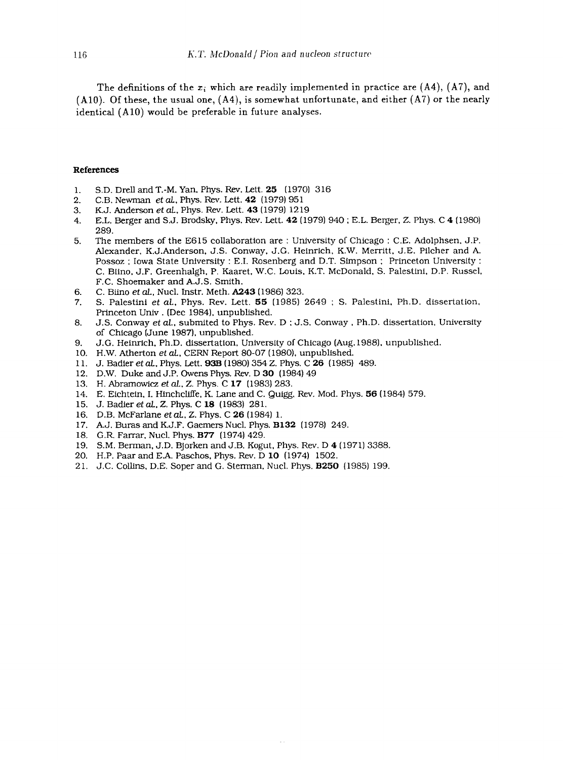The definitions of the $x_i$ which are readily implemented in practice are (A4), (A7), and (A10). Of these, the usual one, (A4), is somewhat unfortunate, and either (A7) or the nearly identical (A10) would be preferable in future analyses.

### References

1. S.D. Drell and T.-M. Yan, Phys. Rev. Lett. **25** (1970) 316
2. C.B. Newman *et al.*, Phys. Rev. Lett. **42** (1979) 951
3. K.J. Anderson *et al.*, Phys. Rev. Lett. **43** (1979) 1219
4. E.L. Berger and S.J. Brodsky, Phys. Rev. Lett. **42** (1979) 940 ; E.L. Berger, Z. Phys. C **4** (1980) 289.
5. The members of the E615 collaboration are : University of Chicago : C.E. Adolphsen, J.P. Alexander, K.J.Anderson, J.S. Conway, J.G. Heinrich, K.W. Merritt, J.E. Pilcher and A. Possoz ; Iowa State University : E.I. Rosenberg and D.T. Simpson ; Princeton University : C. Biino, J.F. Greenhalgh, P. Kaaret, W.C. Louis, K.T. McDonald, S. Palestini, D.P. Russel, F.C. Shoemaker and A.J.S. Smith.
6. C. Biino *et al.*, Nucl. Instr. Meth. **A243** (1986) 323.
7. S. Palestini *et al.*, Phys. Rev. Lett. **55** (1985) 2649 ; S. Palestini, Ph.D. dissertation, Princeton Univ . (Dec 1984), unpublished.
8. J.S. Conway *et al.*, submited to Phys. Rev. D ; J.S. Conway , Ph.D. dissertation, University of Chicago (June 1987), unpublished.
9. J.G. Heinrich, Ph.D. dissertation, University of Chicago (Aug.1988), unpublished.
10. H.W. Atherton *et al.*, CERN Report 80-07 (1980), unpublished.
11. J. Badier *et al.*, Phys. Lett. **93B** (1980) 354 Z. Phys. C **26** (1985) 489.
12. D.W. Duke and J.P. Owens Phys. Rev. D **30** (1984) 49
13. H. Abramowicz *et al.*, Z. Phys. C **17** (1983) 283.
14. E. Eichtein, I. Hinchcliffe, K. Lane and C. Quigg, Rev. Mod. Phys. **56** (1984) 579.
15. J. Badier *et al.*, Z. Phys. C **18** (1983) 281.
16. D.B. McFarlane *et al.*, Z. Phys. C **26** (1984) 1.
17. A.J. Buras and K.J.F. Gaemers Nucl. Phys. **B132** (1978) 249.
18. G.R. Farrar, Nucl. Phys. **B77** (1974) 429.
19. S.M. Berman, J.D. Bjorken and J.B. Kogut, Phys. Rev. D **4** (1971) 3388.
20. H.P. Paar and E.A. Paschos, Phys. Rev. D **10** (1974) 1502.
21. J.C. Collins, D.E. Soper and G. Sterman, Nucl. Phys. **B250** (1985) 199.